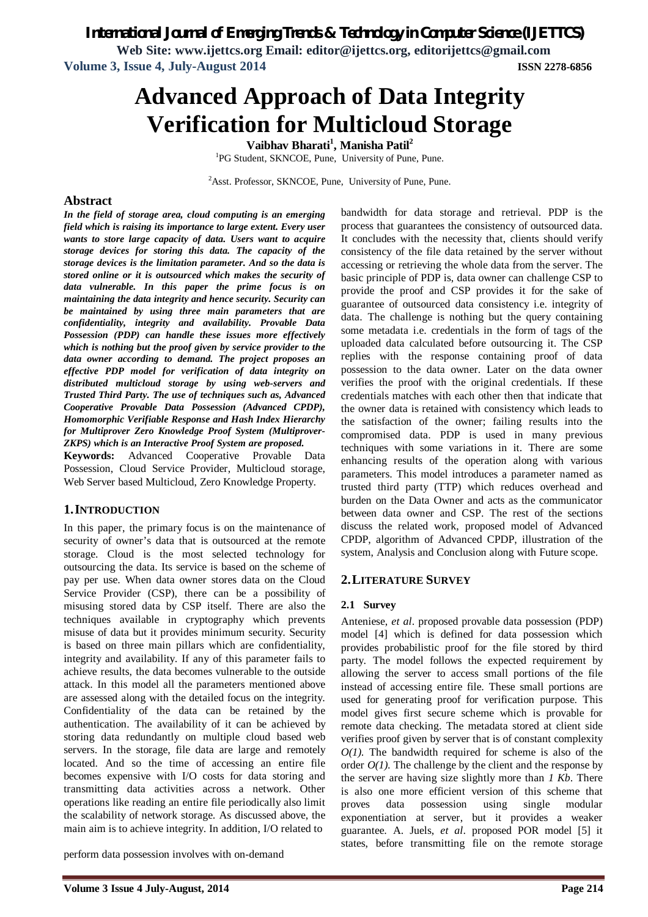# Advanced Approach of Data Integrity Verification for Multicloud Storage

**Vaibhav Bharati[1], Manisha Patil[2]**

[1]PG Student, SKNCOE, Pune, University of Pune, Pune.

[2]Asst. Professor, SKNCOE, Pune, University of Pune, Pune.

## Abstract

***In the field of storage area, cloud computing is an emerging field which is raising its importance to large extent. Every user wants to store large capacity of data. Users want to acquire storage devices for storing this data. The capacity of the storage devices is the limitation parameter. And so the data is stored online or it is outsourced which makes the security of data vulnerable. In this paper the prime focus is on maintaining the data integrity and hence security. Security can be maintained by using three main parameters that are confidentiality, integrity and availability. Provable Data Possession (PDP) can handle these issues more effectively which is nothing but the proof given by service provider to the data owner according to demand. The project proposes an effective PDP model for verification of data integrity on distributed multicloud storage by using web-servers and Trusted Third Party. The use of techniques such as, Advanced Cooperative Provable Data Possession (Advanced CPDP), Homomorphic Verifiable Response and Hash Index Hierarchy for Multiprover Zero Knowledge Proof System (Multiprover-ZKPS) which is an Interactive Proof System are proposed.***

**Keywords:** Advanced Cooperative Provable Data Possession, Cloud Service Provider, Multicloud storage, Web Server based Multicloud, Zero Knowledge Property.

## 1. INTRODUCTION

In this paper, the primary focus is on the maintenance of security of owner's data that is outsourced at the remote storage. Cloud is the most selected technology for outsourcing the data. Its service is based on the scheme of pay per use. When data owner stores data on the Cloud Service Provider (CSP), there can be a possibility of misusing stored data by CSP itself. There are also the techniques available in cryptography which prevents misuse of data but it provides minimum security. Security is based on three main pillars which are confidentiality, integrity and availability. If any of this parameter fails to achieve results, the data becomes vulnerable to the outside attack. In this model all the parameters mentioned above are assessed along with the detailed focus on the integrity. Confidentiality of the data can be retained by the authentication. The availability of it can be achieved by storing data redundantly on multiple cloud based web servers. In the storage, file data are large and remotely located. And so the time of accessing an entire file becomes expensive with I/O costs for data storing and transmitting data activities across a network. Other operations like reading an entire file periodically also limit the scalability of network storage. As discussed above, the main aim is to achieve integrity. In addition, I/O related to

perform data possession involves with on-demand

bandwidth for data storage and retrieval. PDP is the process that guarantees the consistency of outsourced data. It concludes with the necessity that, clients should verify consistency of the file data retained by the server without accessing or retrieving the whole data from the server. The basic principle of PDP is, data owner can challenge CSP to provide the proof and CSP provides it for the sake of guarantee of outsourced data consistency i.e. integrity of data. The challenge is nothing but the query containing some metadata i.e. credentials in the form of tags of the uploaded data calculated before outsourcing it. The CSP replies with the response containing proof of data possession to the data owner. Later on the data owner verifies the proof with the original credentials. If these credentials matches with each other then that indicate that the owner data is retained with consistency which leads to the satisfaction of the owner; failing results into the compromised data. PDP is used in many previous techniques with some variations in it. There are some enhancing results of the operation along with various parameters. This model introduces a parameter named as trusted third party (TTP) which reduces overhead and burden on the Data Owner and acts as the communicator between data owner and CSP. The rest of the sections discuss the related work, proposed model of Advanced CPDP, algorithm of Advanced CPDP, illustration of the system, Analysis and Conclusion along with Future scope.

## 2. LITERATURE SURVEY

### 2.1 Survey

Anteniese, *et al*. proposed provable data possession (PDP) model [4] which is defined for data possession which provides probabilistic proof for the file stored by third party. The model follows the expected requirement by allowing the server to access small portions of the file instead of accessing entire file. These small portions are used for generating proof for verification purpose. This model gives first secure scheme which is provable for remote data checking. The metadata stored at client side verifies proof given by server that is of constant complexity $O(1)$. The bandwidth required for scheme is also of the order $O(1)$. The challenge by the client and the response by the server are having size slightly more than *1 Kb*. There is also one more efficient version of this scheme that proves data possession using single modular exponentiation at server, but it provides a weaker guarantee. A. Juels, *et al*. proposed POR model [5] it states, before transmitting file on the remote storage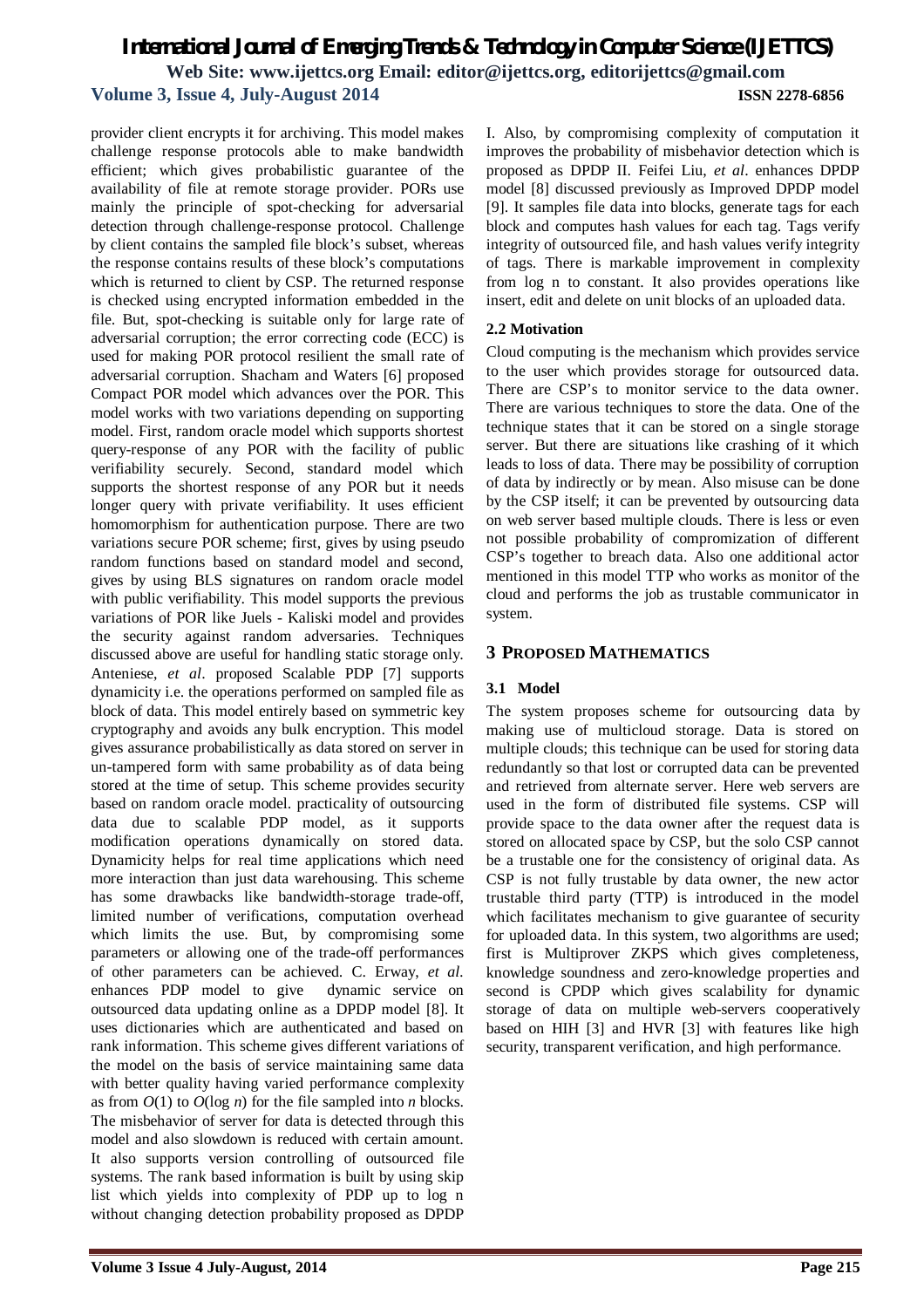provider client encrypts it for archiving. This model makes challenge response protocols able to make bandwidth efficient; which gives probabilistic guarantee of the availability of file at remote storage provider. PORs use mainly the principle of spot-checking for adversarial detection through challenge-response protocol. Challenge by client contains the sampled file block's subset, whereas the response contains results of these block's computations which is returned to client by CSP. The returned response is checked using encrypted information embedded in the file. But, spot-checking is suitable only for large rate of adversarial corruption; the error correcting code (ECC) is used for making POR protocol resilient the small rate of adversarial corruption. Shacham and Waters [6] proposed Compact POR model which advances over the POR. This model works with two variations depending on supporting model. First, random oracle model which supports shortest query-response of any POR with the facility of public verifiability securely. Second, standard model which supports the shortest response of any POR but it needs longer query with private verifiability. It uses efficient homomorphism for authentication purpose. There are two variations secure POR scheme; first, gives by using pseudo random functions based on standard model and second, gives by using BLS signatures on random oracle model with public verifiability. This model supports the previous variations of POR like Juels - Kaliski model and provides the security against random adversaries. Techniques discussed above are useful for handling static storage only. Anteniese, *et al*. proposed Scalable PDP [7] supports dynamicity i.e. the operations performed on sampled file as block of data. This model entirely based on symmetric key cryptography and avoids any bulk encryption. This model gives assurance probabilistically as data stored on server in un-tampered form with same probability as of data being stored at the time of setup. This scheme provides security based on random oracle model. practicality of outsourcing data due to scalable PDP model, as it supports modification operations dynamically on stored data. Dynamicity helps for real time applications which need more interaction than just data warehousing. This scheme has some drawbacks like bandwidth-storage trade-off, limited number of verifications, computation overhead which limits the use. But, by compromising some parameters or allowing one of the trade-off performances of other parameters can be achieved. C. Erway, *et al.* enhances PDP model to give dynamic service on outsourced data updating online as a DPDP model [8]. It uses dictionaries which are authenticated and based on rank information. This scheme gives different variations of the model on the basis of service maintaining same data with better quality having varied performance complexity as from $O(1)$ to $O(\log n)$ for the file sampled into $n$ blocks. The misbehavior of server for data is detected through this model and also slowdown is reduced with certain amount. It also supports version controlling of outsourced file systems. The rank based information is built by using skip list which yields into complexity of PDP up to log n without changing detection probability proposed as DPDP I. Also, by compromising complexity of computation it improves the probability of misbehavior detection which is proposed as DPDP II. Feifei Liu, *et al*. enhances DPDP model [8] discussed previously as Improved DPDP model [9]. It samples file data into blocks, generate tags for each block and computes hash values for each tag. Tags verify integrity of outsourced file, and hash values verify integrity of tags. There is markable improvement in complexity from log n to constant. It also provides operations like insert, edit and delete on unit blocks of an uploaded data.

### 2.2 Motivation

Cloud computing is the mechanism which provides service to the user which provides storage for outsourced data. There are CSP's to monitor service to the data owner. There are various techniques to store the data. One of the technique states that it can be stored on a single storage server. But there are situations like crashing of it which leads to loss of data. There may be possibility of corruption of data by indirectly or by mean. Also misuse can be done by the CSP itself; it can be prevented by outsourcing data on web server based multiple clouds. There is less or even not possible probability of compromization of different CSP's together to breach data. Also one additional actor mentioned in this model TTP who works as monitor of the cloud and performs the job as trustable communicator in system.

## 3 PROPOSED MATHEMATICS

### 3.1 Model

The system proposes scheme for outsourcing data by making use of multicloud storage. Data is stored on multiple clouds; this technique can be used for storing data redundantly so that lost or corrupted data can be prevented and retrieved from alternate server. Here web servers are used in the form of distributed file systems. CSP will provide space to the data owner after the request data is stored on allocated space by CSP, but the solo CSP cannot be a trustable one for the consistency of original data. As CSP is not fully trustable by data owner, the new actor trustable third party (TTP) is introduced in the model which facilitates mechanism to give guarantee of security for uploaded data. In this system, two algorithms are used; first is Multiprover ZKPS which gives completeness, knowledge soundness and zero-knowledge properties and second is CPDP which gives scalability for dynamic storage of data on multiple web-servers cooperatively based on HIH [3] and HVR [3] with features like high security, transparent verification, and high performance.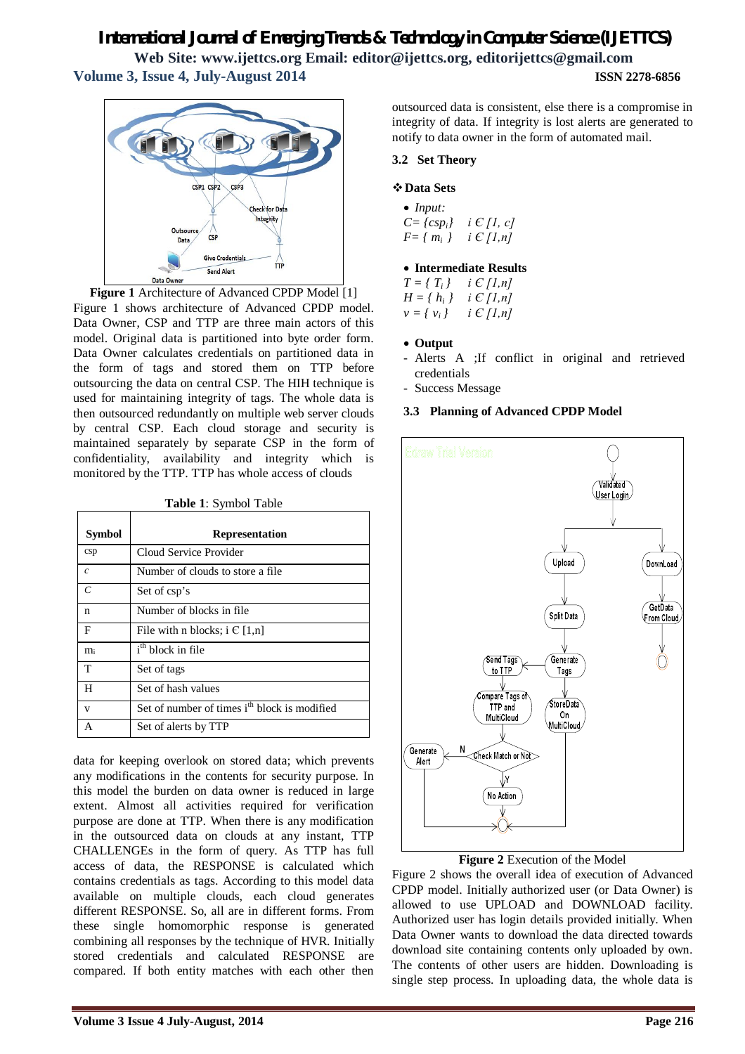**Figure 1** Architecture of Advanced CPDP Model [1]

Figure 1 shows architecture of Advanced CPDP model. Data Owner, CSP and TTP are three main actors of this model. Original data is partitioned into byte order form. Data Owner calculates credentials on partitioned data in the form of tags and stored them on TTP before outsourcing the data on central CSP. The HIH technique is used for maintaining integrity of tags. The whole data is then outsourced redundantly on multiple web server clouds by central CSP. Each cloud storage and security is maintained separately by separate CSP in the form of confidentiality, availability and integrity which is monitored by the TTP. TTP has whole access of clouds

**Table 1**: Symbol Table

| Symbol | Representation |
|---|---|
| csp | Cloud Service Provider |
| *c* | Number of clouds to store a file |
| *C* | Set of csp's |
| n | Number of blocks in file |
| F | File with n blocks; i Є [1,n] |
| $m_i$ | $i^{th}$ block in file |
| T | Set of tags |
| H | Set of hash values |
| v | Set of number of times $i^{th}$ block is modified |
| A | Set of alerts by TTP |

data for keeping overlook on stored data; which prevents any modifications in the contents for security purpose. In this model the burden on data owner is reduced in large extent. Almost all activities required for verification purpose are done at TTP. When there is any modification in the outsourced data on clouds at any instant, TTP CHALLENGEs in the form of query. As TTP has full access of data, the RESPONSE is calculated which contains credentials as tags. According to this model data available on multiple clouds, each cloud generates different RESPONSE. So, all are in different forms. From these single homomorphic response is generated combining all responses by the technique of HVR. Initially stored credentials and calculated RESPONSE are compared. If both entity matches with each other then outsourced data is consistent, else there is a compromise in integrity of data. If integrity is lost alerts are generated to notify to data owner in the form of automated mail.

### 3.2 Set Theory

❖ **Data Sets**

- *Input:*

  $C = \{csp_i\} \quad i \in [1, c]$

  $F = \{ m_i \} \quad i \in [1,n]$

- **Intermediate Results**

  $T = \{ T_i \} \quad i \in [1,n]$

  $H = \{ h_i \} \quad i \in [1,n]$

  $v = \{ v_i \} \quad i \in [1,n]$

- **Output**
  - Alerts A ;If conflict in original and retrieved credentials
  - Success Message

### 3.3 Planning of Advanced CPDP Model

**Figure 2** Execution of the Model

Figure 2 shows the overall idea of execution of Advanced CPDP model. Initially authorized user (or Data Owner) is allowed to use UPLOAD and DOWNLOAD facility. Authorized user has login details provided initially. When Data Owner wants to download the data directed towards download site containing contents only uploaded by own. The contents of other users are hidden. Downloading is single step process. In uploading data, the whole data is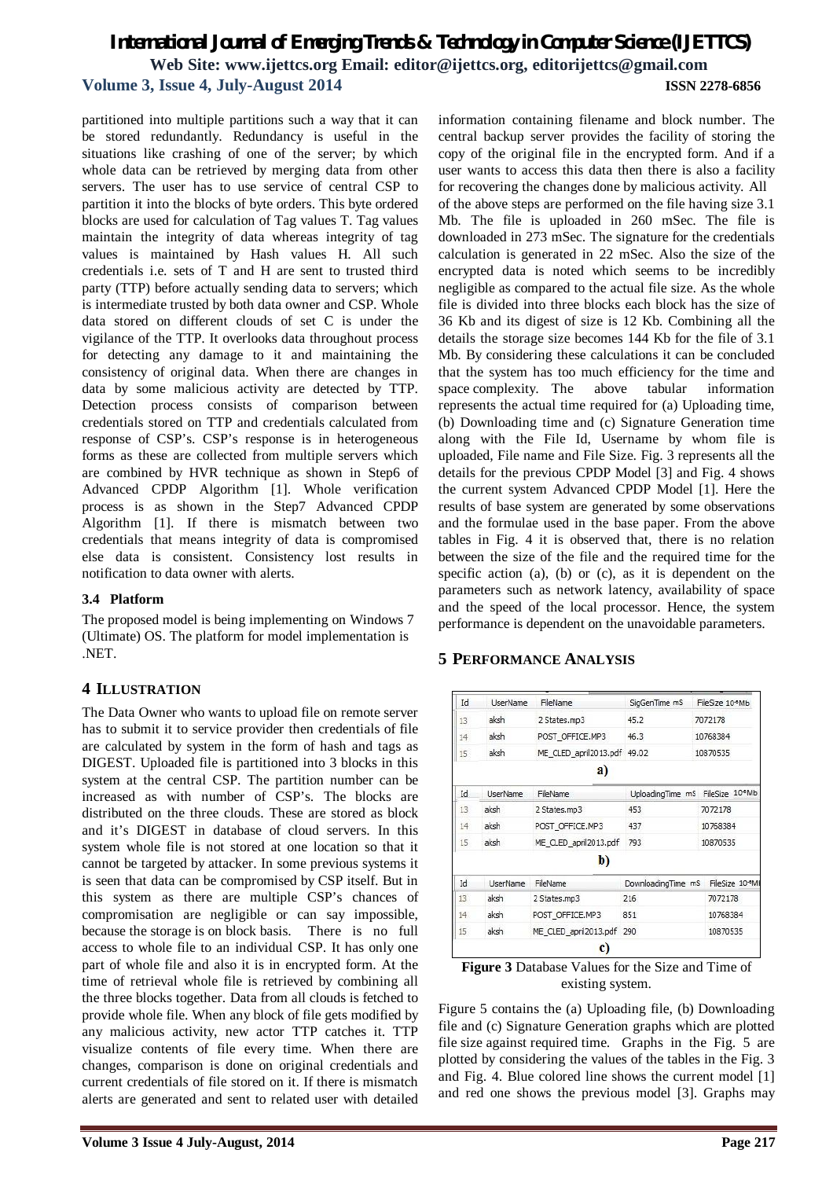partitioned into multiple partitions such a way that it can be stored redundantly. Redundancy is useful in the situations like crashing of one of the server; by which whole data can be retrieved by merging data from other servers. The user has to use service of central CSP to partition it into the blocks of byte orders. This byte ordered blocks are used for calculation of Tag values T. Tag values maintain the integrity of data whereas integrity of tag values is maintained by Hash values H. All such credentials i.e. sets of T and H are sent to trusted third party (TTP) before actually sending data to servers; which is intermediate trusted by both data owner and CSP. Whole data stored on different clouds of set C is under the vigilance of the TTP. It overlooks data throughout process for detecting any damage to it and maintaining the consistency of original data. When there are changes in data by some malicious activity are detected by TTP. Detection process consists of comparison between credentials stored on TTP and credentials calculated from response of CSP's. CSP's response is in heterogeneous forms as these are collected from multiple servers which are combined by HVR technique as shown in Step6 of Advanced CPDP Algorithm [1]. Whole verification process is as shown in the Step7 Advanced CPDP Algorithm [1]. If there is mismatch between two credentials that means integrity of data is compromised else data is consistent. Consistency lost results in notification to data owner with alerts.

### 3.4 Platform

The proposed model is being implementing on Windows 7 (Ultimate) OS. The platform for model implementation is .NET.

## 4 ILLUSTRATION

The Data Owner who wants to upload file on remote server has to submit it to service provider then credentials of file are calculated by system in the form of hash and tags as DIGEST. Uploaded file is partitioned into 3 blocks in this system at the central CSP. The partition number can be increased as with number of CSP's. The blocks are distributed on the three clouds. These are stored as block and it's DIGEST in database of cloud servers. In this system whole file is not stored at one location so that it cannot be targeted by attacker. In some previous systems it is seen that data can be compromised by CSP itself. But in this system as there are multiple CSP's chances of compromisation are negligible or can say impossible, because the storage is on block basis. There is no full access to whole file to an individual CSP. It has only one part of whole file and also it is in encrypted form. At the time of retrieval whole file is retrieved by combining all the three blocks together. Data from all clouds is fetched to provide whole file. When any block of file gets modified by any malicious activity, new actor TTP catches it. TTP visualize contents of file every time. When there are changes, comparison is done on original credentials and current credentials of file stored on it. If there is mismatch alerts are generated and sent to related user with detailed information containing filename and block number. The central backup server provides the facility of storing the copy of the original file in the encrypted form. And if a user wants to access this data then there is also a facility for recovering the changes done by malicious activity. All of the above steps are performed on the file having size 3.1 Mb. The file is uploaded in 260 mSec. The file is downloaded in 273 mSec. The signature for the credentials calculation is generated in 22 mSec. Also the size of the encrypted data is noted which seems to be incredibly negligible as compared to the actual file size. As the whole file is divided into three blocks each block has the size of 36 Kb and its digest of size is 12 Kb. Combining all the details the storage size becomes 144 Kb for the file of 3.1 Mb. By considering these calculations it can be concluded that the system has too much efficiency for the time and space complexity. The above tabular information represents the actual time required for (a) Uploading time, (b) Downloading time and (c) Signature Generation time along with the File Id, Username by whom file is uploaded, File name and File Size. Fig. 3 represents all the details for the previous CPDP Model [3] and Fig. 4 shows the current system Advanced CPDP Model [1]. Here the results of base system are generated by some observations and the formulae used in the base paper. From the above tables in Fig. 4 it is observed that, there is no relation between the size of the file and the required time for the specific action (a), (b) or (c), as it is dependent on the parameters such as network latency, availability of space and the speed of the local processor. Hence, the system performance is dependent on the unavoidable parameters.

## 5 PERFORMANCE ANALYSIS

| Id | UserName | FileName | SigGenTime mS | FileSize 10^-6Mb |
|---|---|---|---|---|
| 13 | aksh | 2 States.mp3 | 45.2 | 7072178 |
| 14 | aksh | POST_OFFICE.MP3 | 46.3 | 10768384 |
| 15 | aksh | ME_CLED_april2013.pdf | 49.02 | 10870535 |

a)

| Id | UserName | FileName | UploadingTime mS | FileSize 10^-6Mb |
|---|---|---|---|---|
| 13 | aksh | 2 States.mp3 | 453 | 7072178 |
| 14 | aksh | POST_OFFICE.MP3 | 437 | 10768384 |
| 15 | aksh | ME_CLED_april2013.pdf | 793 | 10870535 |

b)

| Id | UserName | FileName | DownloadingTime mS | FileSize 10^-6Mb |
|---|---|---|---|---|
| 13 | aksh | 2 States.mp3 | 216 | 7072178 |
| 14 | aksh | POST_OFFICE.MP3 | 851 | 10768384 |
| 15 | aksh | ME_CLED_april2013.pdf | 290 | 10870535 |

c)

**Figure 3** Database Values for the Size and Time of existing system.

Figure 5 contains the (a) Uploading file, (b) Downloading file and (c) Signature Generation graphs which are plotted file size against required time. Graphs in the Fig. 5 are plotted by considering the values of the tables in the Fig. 3 and Fig. 4. Blue colored line shows the current model [1] and red one shows the previous model [3]. Graphs may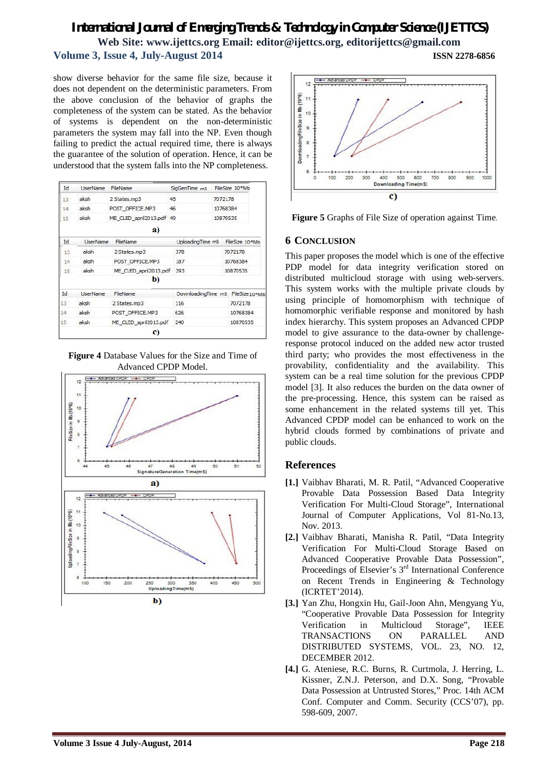show diverse behavior for the same file size, because it does not dependent on the deterministic parameters. From the above conclusion of the behavior of graphs the completeness of the system can be stated. As the behavior of systems is dependent on the non-deterministic parameters the system may fall into the NP. Even though failing to predict the actual required time, there is always the guarantee of the solution of operation. Hence, it can be understood that the system falls into the NP completeness.

| Id | UserName | FileName | SigGenTime mS | FileSize 10^6Mb |
|---|---|---|---|---|
| 13 | aksh | 2 States.mp3 | 45 | 7072178 |
| 14 | aksh | POST_OFFICE.MP3 | 46 | 10768384 |
| 15 | aksh | ME_CLED_april2013.pdf | 49 | 10870535 |

a)

| Id | UserName | FileName | UploadingTime mS | FileSize 10^6Mb |
|---|---|---|---|---|
| 13 | aksh | 2States.mp3 | 378 | 7072178 |
| 14 | aksh | POST_OFFICE.MP3 | 187 | 10768384 |
| 15 | aksh | ME_CLED_april2013.pdf | 293 | 10870535 |

b)

| Id | UserName | FileName | DownloadingTime mS | FileSize 10^6Mb |
|---|---|---|---|---|
| 13 | aksh | 2States.mp3 | 116 | 7072178 |
| 14 | aksh | POST_OFFICE.MP3 | 626 | 10768384 |
| 15 | aksh | ME_CLED_april2013.pdf | 240 | 10870535 |

c)

**Figure 4** Database Values for the Size and Time of Advanced CPDP Model.

a)

b)

c)

**Figure 5** Graphs of File Size of operation against Time.

## 6 Conclusion

This paper proposes the model which is one of the effective PDP model for data integrity verification stored on distributed multicloud storage with using web-servers. This system works with the multiple private clouds by using principle of homomorphism with technique of homomorphic verifiable response and monitored by hash index hierarchy. This system proposes an Advanced CPDP model to give assurance to the data-owner by challenge-response protocol induced on the added new actor trusted third party; who provides the most effectiveness in the provability, confidentiality and the availability. This system can be a real time solution for the previous CPDP model [3]. It also reduces the burden on the data owner of the pre-processing. Hence, this system can be raised as some enhancement in the related systems till yet. This Advanced CPDP model can be enhanced to work on the hybrid clouds formed by combinations of private and public clouds.

## References

**[1.]** Vaibhav Bharati, M. R. Patil, "Advanced Cooperative Provable Data Possession Based Data Integrity Verification For Multi-Cloud Storage", International Journal of Computer Applications, Vol 81-No.13, Nov. 2013.

**[2.]** Vaibhav Bharati, Manisha R. Patil, "Data Integrity Verification For Multi-Cloud Storage Based on Advanced Cooperative Provable Data Possession", Proceedings of Elsevier's 3rd International Conference on Recent Trends in Engineering & Technology (ICRTET'2014).

**[3.]** Yan Zhu, Hongxin Hu, Gail-Joon Ahn, Mengyang Yu, "Cooperative Provable Data Possession for Integrity Verification in Multicloud Storage", IEEE TRANSACTIONS ON PARALLEL AND DISTRIBUTED SYSTEMS, VOL. 23, NO. 12, DECEMBER 2012.

**[4.]** G. Ateniese, R.C. Burns, R. Curtmola, J. Herring, L. Kissner, Z.N.J. Peterson, and D.X. Song, "Provable Data Possession at Untrusted Stores," Proc. 14th ACM Conf. Computer and Comm. Security (CCS'07), pp. 598-609, 2007.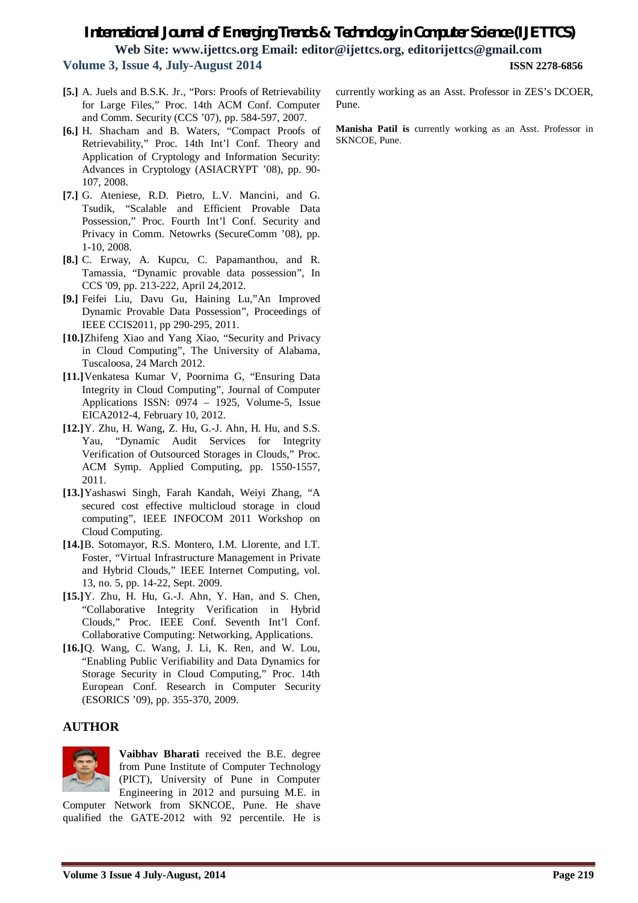[5.] A. Juels and B.S.K. Jr., "Pors: Proofs of Retrievability for Large Files," Proc. 14th ACM Conf. Computer and Comm. Security (CCS '07), pp. 584-597, 2007.

[6.] H. Shacham and B. Waters, "Compact Proofs of Retrievability," Proc. 14th Int'l Conf. Theory and Application of Cryptology and Information Security: Advances in Cryptology (ASIACRYPT '08), pp. 90-107, 2008.

[7.] G. Ateniese, R.D. Pietro, L.V. Mancini, and G. Tsudik, "Scalable and Efficient Provable Data Possession," Proc. Fourth Int'l Conf. Security and Privacy in Comm. Netowrks (SecureComm '08), pp. 1-10, 2008.

[8.] C. Erway, A. Kupcu, C. Papamanthou, and R. Tamassia, "Dynamic provable data possession", In CCS '09, pp. 213-222, April 24,2012.

[9.] Feifei Liu, Davu Gu, Haining Lu,"An Improved Dynamic Provable Data Possession", Proceedings of IEEE CCIS2011, pp 290-295, 2011.

[10.] Zhifeng Xiao and Yang Xiao, "Security and Privacy in Cloud Computing", The University of Alabama, Tuscaloosa, 24 March 2012.

[11.] Venkatesa Kumar V, Poornima G, "Ensuring Data Integrity in Cloud Computing", Journal of Computer Applications ISSN: 0974 – 1925, Volume-5, Issue EICA2012-4, February 10, 2012.

[12.] Y. Zhu, H. Wang, Z. Hu, G.-J. Ahn, H. Hu, and S.S. Yau, "Dynamic Audit Services for Integrity Verification of Outsourced Storages in Clouds," Proc. ACM Symp. Applied Computing, pp. 1550-1557, 2011.

[13.] Yashaswi Singh, Farah Kandah, Weiyi Zhang, "A secured cost effective multicloud storage in cloud computing", IEEE INFOCOM 2011 Workshop on Cloud Computing.

[14.] B. Sotomayor, R.S. Montero, I.M. Llorente, and I.T. Foster, "Virtual Infrastructure Management in Private and Hybrid Clouds," IEEE Internet Computing, vol. 13, no. 5, pp. 14-22, Sept. 2009.

[15.] Y. Zhu, H. Hu, G.-J. Ahn, Y. Han, and S. Chen, "Collaborative Integrity Verification in Hybrid Clouds," Proc. IEEE Conf. Seventh Int'l Conf. Collaborative Computing: Networking, Applications.

[16.] Q. Wang, C. Wang, J. Li, K. Ren, and W. Lou, "Enabling Public Verifiability and Data Dynamics for Storage Security in Cloud Computing," Proc. 14th European Conf. Research in Computer Security (ESORICS '09), pp. 355-370, 2009.

## AUTHOR

**Vaibhav Bharati** received the B.E. degree from Pune Institute of Computer Technology (PICT), University of Pune in Computer Engineering in 2012 and pursuing M.E. in Computer Network from SKNCOE, Pune. He shave qualified the GATE-2012 with 92 percentile. He is currently working as an Asst. Professor in ZES's DCOER, Pune.

**Manisha Patil is** currently working as an Asst. Professor in SKNCOE, Pune.